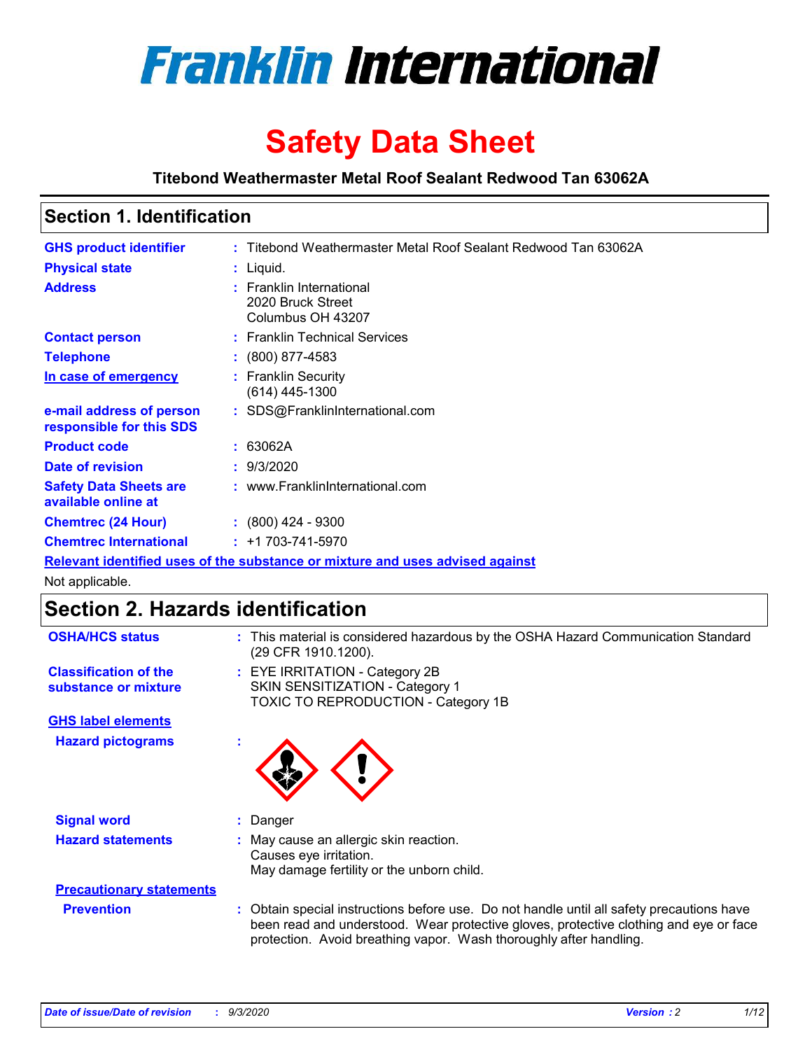# Franklin International

# Safety Data Sheet

**Titebond Weathermaster Metal Roof Sealant Redwood Tan 63062A**

## Section 1. Identification

| | | |
|---|---|---|
| **GHS product identifier** | : | Titebond Weathermaster Metal Roof Sealant Redwood Tan 63062A |
| **Physical state** | : | Liquid. |
| **Address** | : | Franklin International<br>2020 Bruck Street<br>Columbus OH 43207 |
| **Contact person** | : | Franklin Technical Services |
| **Telephone** | : | (800) 877-4583 |
| **In case of emergency** | : | Franklin Security<br>(614) 445-1300 |
| **e-mail address of person responsible for this SDS** | : | SDS@FranklinInternational.com |
| **Product code** | : | 63062A |
| **Date of revision** | : | 9/3/2020 |
| **Safety Data Sheets are available online at** | : | www.FranklinInternational.com |
| **Chemtrec (24 Hour)** | : | (800) 424 - 9300 |
| **Chemtrec International** | : | +1 703-741-5970 |

**Relevant identified uses of the substance or mixture and uses advised against**

Not applicable.

## Section 2. Hazards identification

| | | |
|---|---|---|
| **OSHA/HCS status** | : | This material is considered hazardous by the OSHA Hazard Communication Standard (29 CFR 1910.1200). |
| **Classification of the substance or mixture** | : | EYE IRRITATION - Category 2B<br>SKIN SENSITIZATION - Category 1<br>TOXIC TO REPRODUCTION - Category 1B |

**GHS label elements**

**Hazard pictograms** :

| | | |
|---|---|---|
| **Signal word** | : | Danger |
| **Hazard statements** | : | May cause an allergic skin reaction.<br>Causes eye irritation.<br>May damage fertility or the unborn child. |

**Precautionary statements**

| | | |
|---|---|---|
| **Prevention** | : | Obtain special instructions before use. Do not handle until all safety precautions have been read and understood. Wear protective gloves, protective clothing and eye or face protection. Avoid breathing vapor. Wash thoroughly after handling. |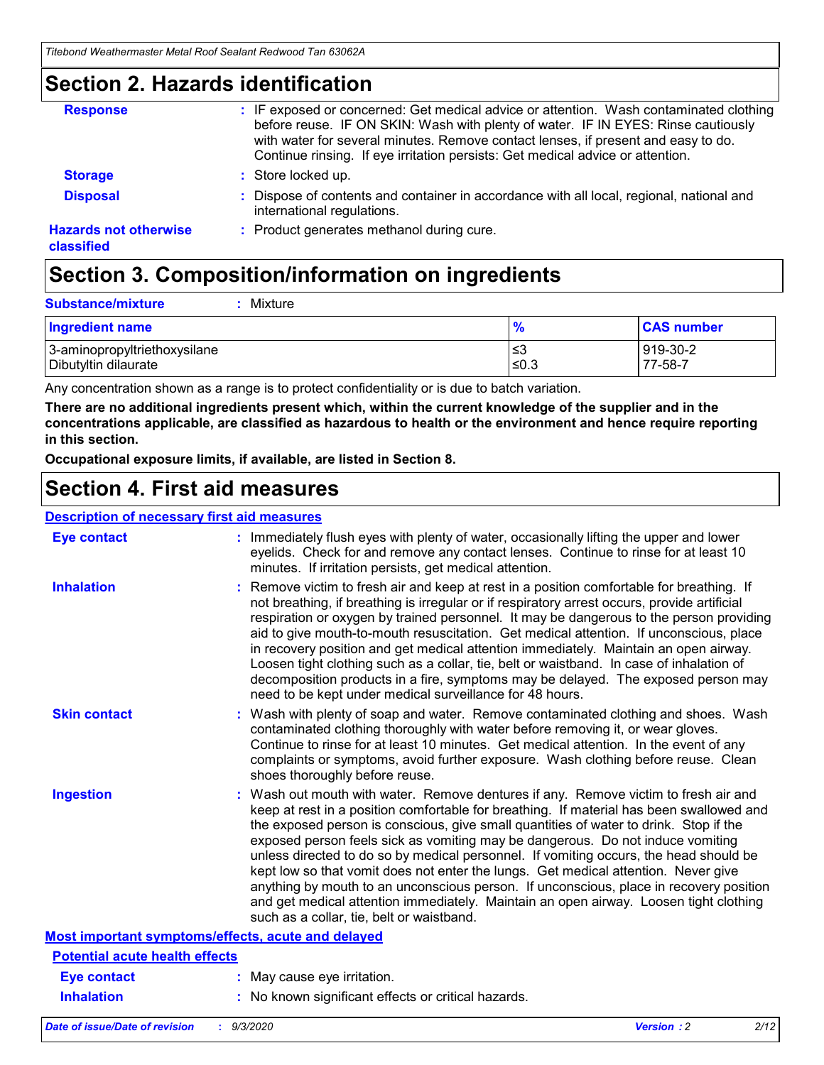## Section 2. Hazards identification

**Response** : IF exposed or concerned: Get medical advice or attention. Wash contaminated clothing before reuse. IF ON SKIN: Wash with plenty of water. IF IN EYES: Rinse cautiously with water for several minutes. Remove contact lenses, if present and easy to do. Continue rinsing. If eye irritation persists: Get medical advice or attention.

**Storage** : Store locked up.

**Disposal** : Dispose of contents and container in accordance with all local, regional, national and international regulations.

**Hazards not otherwise classified** : Product generates methanol during cure.

## Section 3. Composition/information on ingredients

**Substance/mixture** : Mixture

| Ingredient name | % | CAS number |
|---|---|---|
| 3-aminopropyltriethoxysilane | ≤3 | 919-30-2 |
| Dibutyltin dilaurate | ≤0.3 | 77-58-7 |

Any concentration shown as a range is to protect confidentiality or is due to batch variation.

**There are no additional ingredients present which, within the current knowledge of the supplier and in the concentrations applicable, are classified as hazardous to health or the environment and hence require reporting in this section.**

**Occupational exposure limits, if available, are listed in Section 8.**

## Section 4. First aid measures

### Description of necessary first aid measures

**Eye contact** : Immediately flush eyes with plenty of water, occasionally lifting the upper and lower eyelids. Check for and remove any contact lenses. Continue to rinse for at least 10 minutes. If irritation persists, get medical attention.

**Inhalation** : Remove victim to fresh air and keep at rest in a position comfortable for breathing. If not breathing, if breathing is irregular or if respiratory arrest occurs, provide artificial respiration or oxygen by trained personnel. It may be dangerous to the person providing aid to give mouth-to-mouth resuscitation. Get medical attention. If unconscious, place in recovery position and get medical attention immediately. Maintain an open airway. Loosen tight clothing such as a collar, tie, belt or waistband. In case of inhalation of decomposition products in a fire, symptoms may be delayed. The exposed person may need to be kept under medical surveillance for 48 hours.

**Skin contact** : Wash with plenty of soap and water. Remove contaminated clothing and shoes. Wash contaminated clothing thoroughly with water before removing it, or wear gloves. Continue to rinse for at least 10 minutes. Get medical attention. In the event of any complaints or symptoms, avoid further exposure. Wash clothing before reuse. Clean shoes thoroughly before reuse.

**Ingestion** : Wash out mouth with water. Remove dentures if any. Remove victim to fresh air and keep at rest in a position comfortable for breathing. If material has been swallowed and the exposed person is conscious, give small quantities of water to drink. Stop if the exposed person feels sick as vomiting may be dangerous. Do not induce vomiting unless directed to do so by medical personnel. If vomiting occurs, the head should be kept low so that vomit does not enter the lungs. Get medical attention. Never give anything by mouth to an unconscious person. If unconscious, place in recovery position and get medical attention immediately. Maintain an open airway. Loosen tight clothing such as a collar, tie, belt or waistband.

### Most important symptoms/effects, acute and delayed

#### Potential acute health effects

**Eye contact** : May cause eye irritation.

**Inhalation** : No known significant effects or critical hazards.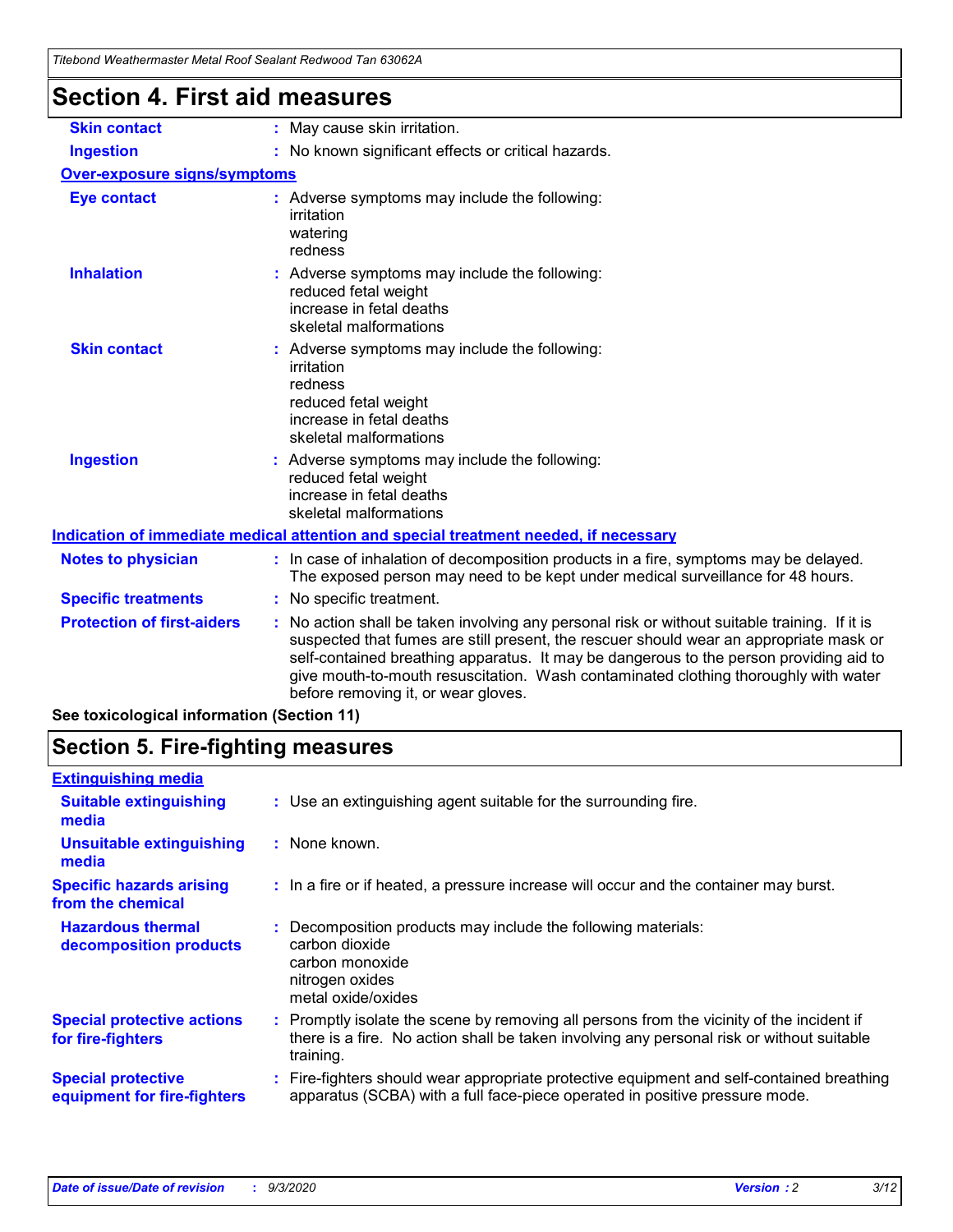# Section 4. First aid measures

**Skin contact** : May cause skin irritation.

**Ingestion** : No known significant effects or critical hazards.

**Over-exposure signs/symptoms**

**Eye contact** : Adverse symptoms may include the following:
irritation
watering
redness

**Inhalation** : Adverse symptoms may include the following:
reduced fetal weight
increase in fetal deaths
skeletal malformations

**Skin contact** : Adverse symptoms may include the following:
irritation
redness
reduced fetal weight
increase in fetal deaths
skeletal malformations

**Ingestion** : Adverse symptoms may include the following:
reduced fetal weight
increase in fetal deaths
skeletal malformations

**Indication of immediate medical attention and special treatment needed, if necessary**

**Notes to physician** : In case of inhalation of decomposition products in a fire, symptoms may be delayed. The exposed person may need to be kept under medical surveillance for 48 hours.

**Specific treatments** : No specific treatment.

**Protection of first-aiders** : No action shall be taken involving any personal risk or without suitable training. If it is suspected that fumes are still present, the rescuer should wear an appropriate mask or self-contained breathing apparatus. It may be dangerous to the person providing aid to give mouth-to-mouth resuscitation. Wash contaminated clothing thoroughly with water before removing it, or wear gloves.

**See toxicological information (Section 11)**

# Section 5. Fire-fighting measures

**Extinguishing media**

**Suitable extinguishing media** : Use an extinguishing agent suitable for the surrounding fire.

**Unsuitable extinguishing media** : None known.

**Specific hazards arising from the chemical** : In a fire or if heated, a pressure increase will occur and the container may burst.

**Hazardous thermal decomposition products** : Decomposition products may include the following materials:
carbon dioxide
carbon monoxide
nitrogen oxides
metal oxide/oxides

**Special protective actions for fire-fighters** : Promptly isolate the scene by removing all persons from the vicinity of the incident if there is a fire. No action shall be taken involving any personal risk or without suitable training.

**Special protective equipment for fire-fighters** : Fire-fighters should wear appropriate protective equipment and self-contained breathing apparatus (SCBA) with a full face-piece operated in positive pressure mode.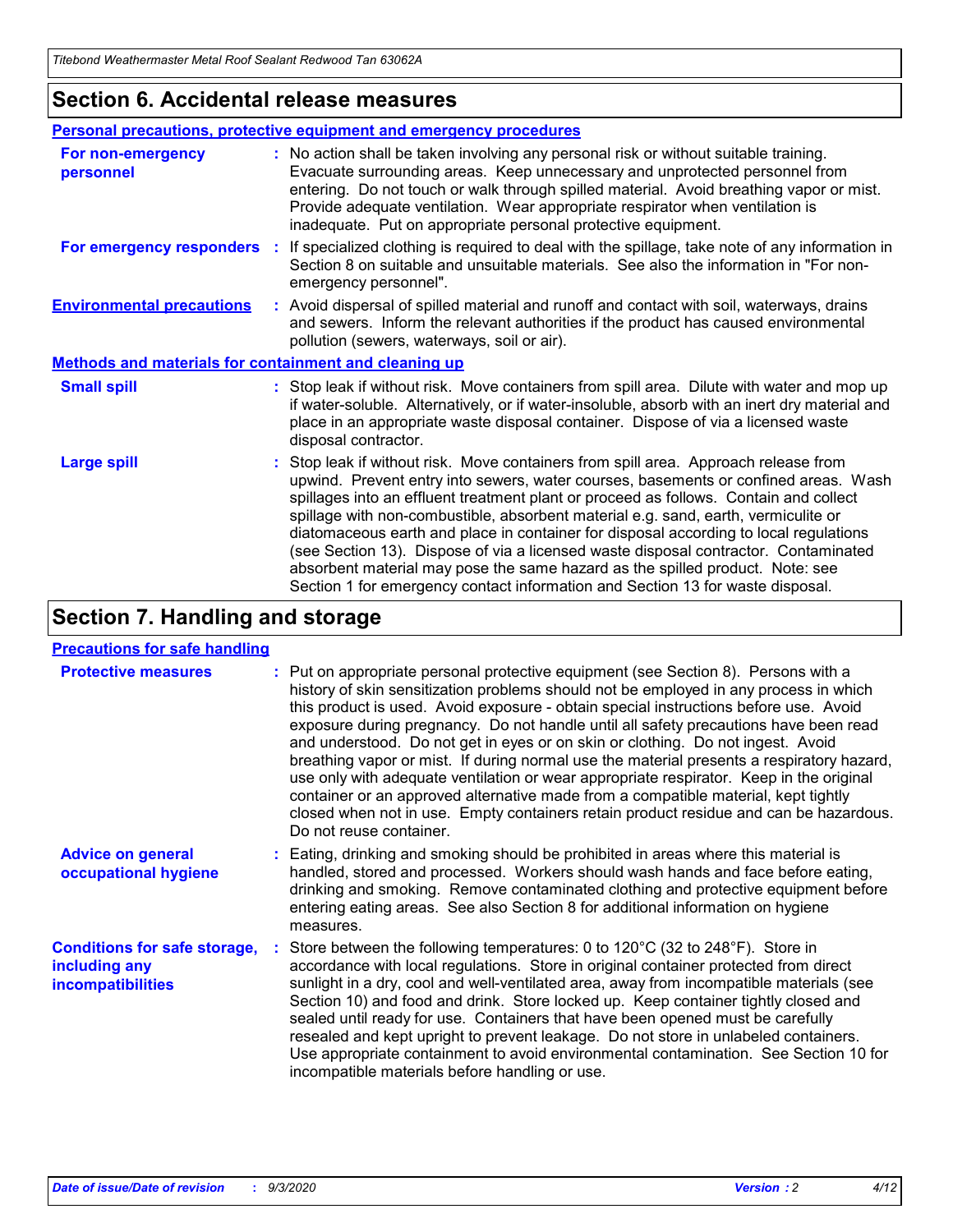## Section 6. Accidental release measures

### Personal precautions, protective equipment and emergency procedures

**For non-emergency personnel** : No action shall be taken involving any personal risk or without suitable training. Evacuate surrounding areas. Keep unnecessary and unprotected personnel from entering. Do not touch or walk through spilled material. Avoid breathing vapor or mist. Provide adequate ventilation. Wear appropriate respirator when ventilation is inadequate. Put on appropriate personal protective equipment.

**For emergency responders** : If specialized clothing is required to deal with the spillage, take note of any information in Section 8 on suitable and unsuitable materials. See also the information in "For non-emergency personnel".

**Environmental precautions** : Avoid dispersal of spilled material and runoff and contact with soil, waterways, drains and sewers. Inform the relevant authorities if the product has caused environmental pollution (sewers, waterways, soil or air).

### Methods and materials for containment and cleaning up

**Small spill** : Stop leak if without risk. Move containers from spill area. Dilute with water and mop up if water-soluble. Alternatively, or if water-insoluble, absorb with an inert dry material and place in an appropriate waste disposal container. Dispose of via a licensed waste disposal contractor.

**Large spill** : Stop leak if without risk. Move containers from spill area. Approach release from upwind. Prevent entry into sewers, water courses, basements or confined areas. Wash spillages into an effluent treatment plant or proceed as follows. Contain and collect spillage with non-combustible, absorbent material e.g. sand, earth, vermiculite or diatomaceous earth and place in container for disposal according to local regulations (see Section 13). Dispose of via a licensed waste disposal contractor. Contaminated absorbent material may pose the same hazard as the spilled product. Note: see Section 1 for emergency contact information and Section 13 for waste disposal.

## Section 7. Handling and storage

### Precautions for safe handling

**Protective measures** : Put on appropriate personal protective equipment (see Section 8). Persons with a history of skin sensitization problems should not be employed in any process in which this product is used. Avoid exposure - obtain special instructions before use. Avoid exposure during pregnancy. Do not handle until all safety precautions have been read and understood. Do not get in eyes or on skin or clothing. Do not ingest. Avoid breathing vapor or mist. If during normal use the material presents a respiratory hazard, use only with adequate ventilation or wear appropriate respirator. Keep in the original container or an approved alternative made from a compatible material, kept tightly closed when not in use. Empty containers retain product residue and can be hazardous. Do not reuse container.

**Advice on general occupational hygiene** : Eating, drinking and smoking should be prohibited in areas where this material is handled, stored and processed. Workers should wash hands and face before eating, drinking and smoking. Remove contaminated clothing and protective equipment before entering eating areas. See also Section 8 for additional information on hygiene measures.

**Conditions for safe storage, including any incompatibilities** : Store between the following temperatures: 0 to 120°C (32 to 248°F). Store in accordance with local regulations. Store in original container protected from direct sunlight in a dry, cool and well-ventilated area, away from incompatible materials (see Section 10) and food and drink. Store locked up. Keep container tightly closed and sealed until ready for use. Containers that have been opened must be carefully resealed and kept upright to prevent leakage. Do not store in unlabeled containers. Use appropriate containment to avoid environmental contamination. See Section 10 for incompatible materials before handling or use.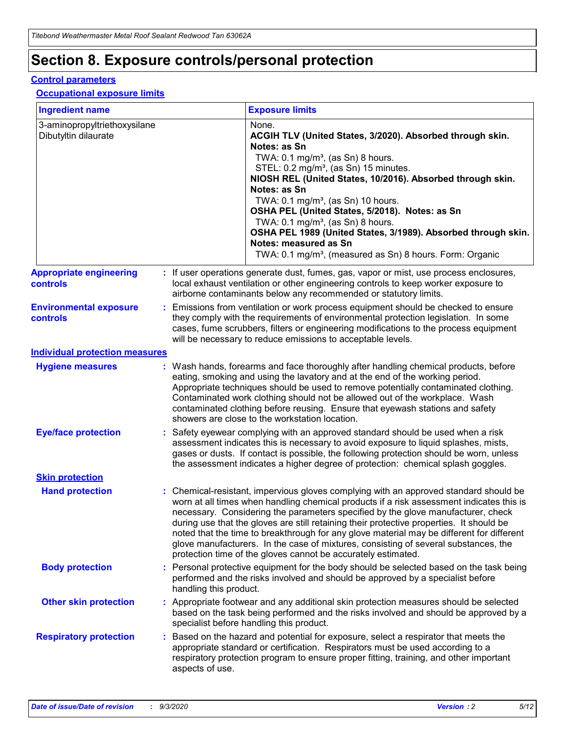# Section 8. Exposure controls/personal protection

## Control parameters

### Occupational exposure limits

| Ingredient name | Exposure limits |
|---|---|
| 3-aminopropyltriethoxysilane | None. |
| Dibutyltin dilaurate | **ACGIH TLV (United States, 3/2020). Absorbed through skin. Notes: as Sn**<br>TWA: 0.1 mg/m³, (as Sn) 8 hours.<br>STEL: 0.2 mg/m³, (as Sn) 15 minutes.<br>**NIOSH REL (United States, 10/2016). Absorbed through skin. Notes: as Sn**<br>TWA: 0.1 mg/m³, (as Sn) 10 hours.<br>**OSHA PEL (United States, 5/2018). Notes: as Sn**<br>TWA: 0.1 mg/m³, (as Sn) 8 hours.<br>**OSHA PEL 1989 (United States, 3/1989). Absorbed through skin. Notes: measured as Sn**<br>TWA: 0.1 mg/m³, (measured as Sn) 8 hours. Form: Organic |

**Appropriate engineering controls** : If user operations generate dust, fumes, gas, vapor or mist, use process enclosures, local exhaust ventilation or other engineering controls to keep worker exposure to airborne contaminants below any recommended or statutory limits.

**Environmental exposure controls** : Emissions from ventilation or work process equipment should be checked to ensure they comply with the requirements of environmental protection legislation. In some cases, fume scrubbers, filters or engineering modifications to the process equipment will be necessary to reduce emissions to acceptable levels.

## Individual protection measures

**Hygiene measures** : Wash hands, forearms and face thoroughly after handling chemical products, before eating, smoking and using the lavatory and at the end of the working period. Appropriate techniques should be used to remove potentially contaminated clothing. Contaminated work clothing should not be allowed out of the workplace. Wash contaminated clothing before reusing. Ensure that eyewash stations and safety showers are close to the workstation location.

**Eye/face protection** : Safety eyewear complying with an approved standard should be used when a risk assessment indicates this is necessary to avoid exposure to liquid splashes, mists, gases or dusts. If contact is possible, the following protection should be worn, unless the assessment indicates a higher degree of protection: chemical splash goggles.

### Skin protection

**Hand protection** : Chemical-resistant, impervious gloves complying with an approved standard should be worn at all times when handling chemical products if a risk assessment indicates this is necessary. Considering the parameters specified by the glove manufacturer, check during use that the gloves are still retaining their protective properties. It should be noted that the time to breakthrough for any glove material may be different for different glove manufacturers. In the case of mixtures, consisting of several substances, the protection time of the gloves cannot be accurately estimated.

**Body protection** : Personal protective equipment for the body should be selected based on the task being performed and the risks involved and should be approved by a specialist before handling this product.

**Other skin protection** : Appropriate footwear and any additional skin protection measures should be selected based on the task being performed and the risks involved and should be approved by a specialist before handling this product.

**Respiratory protection** : Based on the hazard and potential for exposure, select a respirator that meets the appropriate standard or certification. Respirators must be used according to a respiratory protection program to ensure proper fitting, training, and other important aspects of use.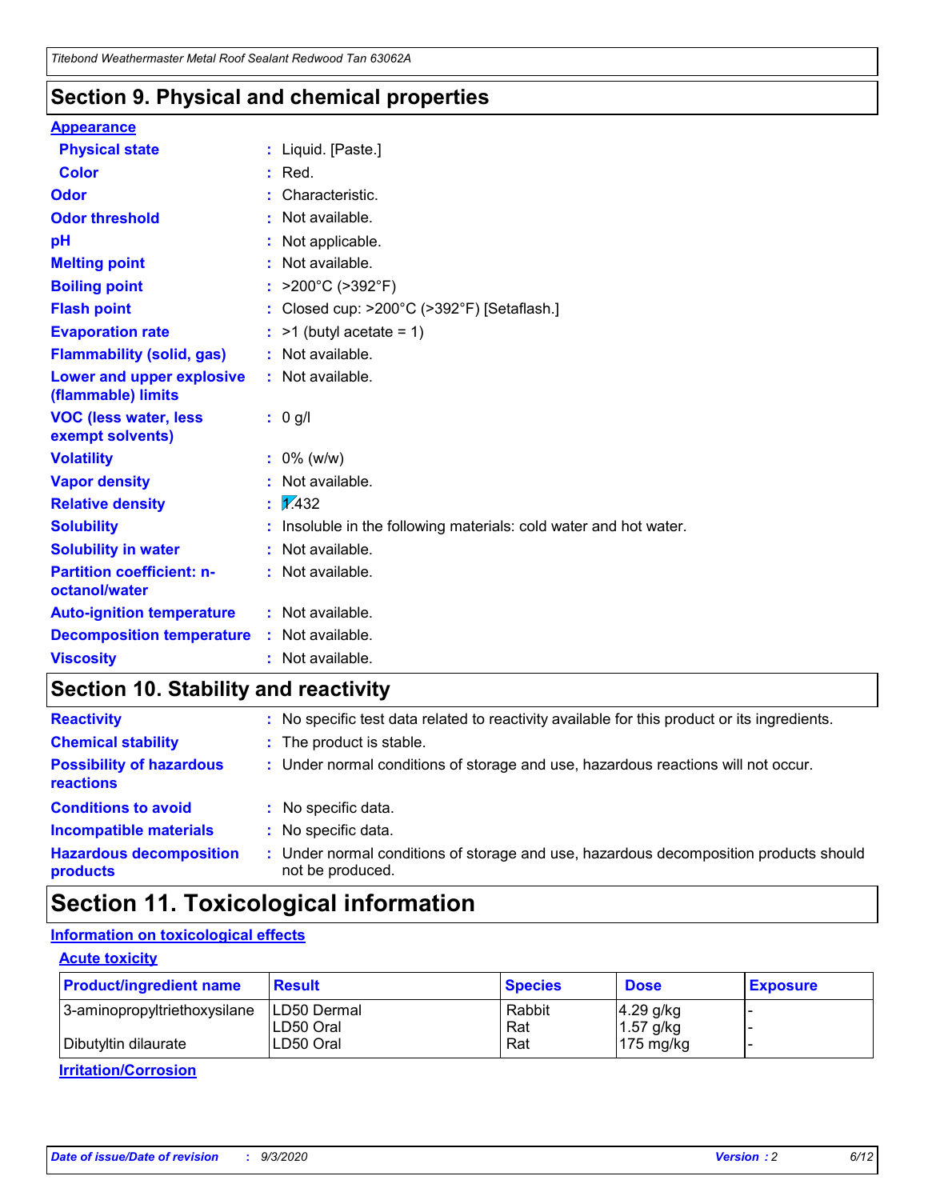## Section 9. Physical and chemical properties

**Appearance**

| | |
|---|---|
| **Physical state** | : Liquid. [Paste.] |
| **Color** | : Red. |
| **Odor** | : Characteristic. |
| **Odor threshold** | : Not available. |
| **pH** | : Not applicable. |
| **Melting point** | : Not available. |
| **Boiling point** | : >200°C (>392°F) |
| **Flash point** | : Closed cup: >200°C (>392°F) [Setaflash.] |
| **Evaporation rate** | : >1 (butyl acetate = 1) |
| **Flammability (solid, gas)** | : Not available. |
| **Lower and upper explosive (flammable) limits** | : Not available. |
| **VOC (less water, less exempt solvents)** | : 0 g/l |
| **Volatility** | : 0% (w/w) |
| **Vapor density** | : Not available. |
| **Relative density** | : 1.432 |
| **Solubility** | : Insoluble in the following materials: cold water and hot water. |
| **Solubility in water** | : Not available. |
| **Partition coefficient: n-octanol/water** | : Not available. |
| **Auto-ignition temperature** | : Not available. |
| **Decomposition temperature** | : Not available. |
| **Viscosity** | : Not available. |

## Section 10. Stability and reactivity

| | |
|---|---|
| **Reactivity** | : No specific test data related to reactivity available for this product or its ingredients. |
| **Chemical stability** | : The product is stable. |
| **Possibility of hazardous reactions** | : Under normal conditions of storage and use, hazardous reactions will not occur. |
| **Conditions to avoid** | : No specific data. |
| **Incompatible materials** | : No specific data. |
| **Hazardous decomposition products** | : Under normal conditions of storage and use, hazardous decomposition products should not be produced. |

## Section 11. Toxicological information

**Information on toxicological effects**

**Acute toxicity**

| Product/ingredient name | Result | Species | Dose | Exposure |
|---|---|---|---|---|
| 3-aminopropyltriethoxysilane | LD50 Dermal | Rabbit | 4.29 g/kg | - |
| | LD50 Oral | Rat | 1.57 g/kg | - |
| Dibutyltin dilaurate | LD50 Oral | Rat | 175 mg/kg | - |

**Irritation/Corrosion**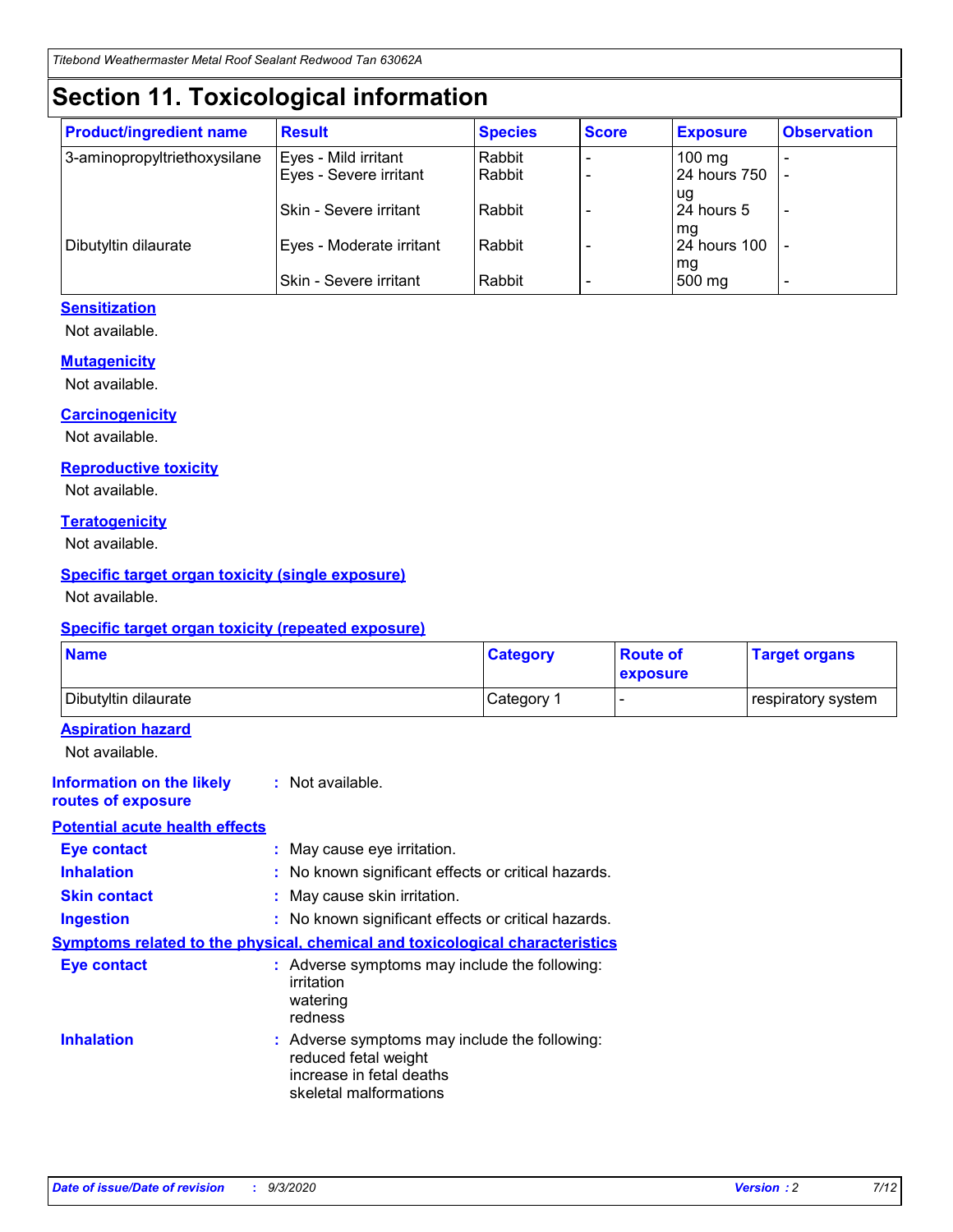# Section 11. Toxicological information

| Product/ingredient name | Result | Species | Score | Exposure | Observation |
|---|---|---|---|---|---|
| 3-aminopropyltriethoxysilane | Eyes - Mild irritant | Rabbit | - | 100 mg | - |
| | Eyes - Severe irritant | Rabbit | - | 24 hours 750 ug | - |
| | Skin - Severe irritant | Rabbit | - | 24 hours 5 mg | - |
| Dibutyltin dilaurate | Eyes - Moderate irritant | Rabbit | - | 24 hours 100 mg | - |
| | Skin - Severe irritant | Rabbit | - | 500 mg | - |

### Sensitization

Not available.

### Mutagenicity

Not available.

### Carcinogenicity

Not available.

### Reproductive toxicity

Not available.

### Teratogenicity

Not available.

### Specific target organ toxicity (single exposure)

Not available.

### Specific target organ toxicity (repeated exposure)

| Name | Category | Route of exposure | Target organs |
|---|---|---|---|
| Dibutyltin dilaurate | Category 1 | - | respiratory system |

### Aspiration hazard

Not available.

**Information on the likely routes of exposure** : Not available.

### Potential acute health effects

**Eye contact** : May cause eye irritation.

**Inhalation** : No known significant effects or critical hazards.

**Skin contact** : May cause skin irritation.

**Ingestion** : No known significant effects or critical hazards.

### Symptoms related to the physical, chemical and toxicological characteristics

**Eye contact** : Adverse symptoms may include the following:
irritation
watering
redness

**Inhalation** : Adverse symptoms may include the following:
reduced fetal weight
increase in fetal deaths
skeletal malformations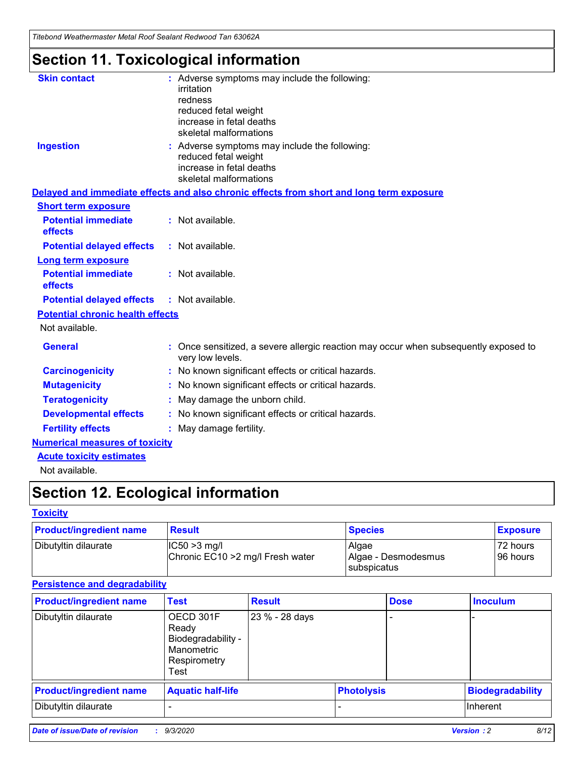# Section 11. Toxicological information

**Skin contact** : Adverse symptoms may include the following:
irritation
redness
reduced fetal weight
increase in fetal deaths
skeletal malformations

**Ingestion** : Adverse symptoms may include the following:
reduced fetal weight
increase in fetal deaths
skeletal malformations

**Delayed and immediate effects and also chronic effects from short and long term exposure**

**Short term exposure**

**Potential immediate effects** : Not available.

**Potential delayed effects** : Not available.

**Long term exposure**

**Potential immediate effects** : Not available.

**Potential delayed effects** : Not available.

**Potential chronic health effects**

Not available.

**General** : Once sensitized, a severe allergic reaction may occur when subsequently exposed to very low levels.

**Carcinogenicity** : No known significant effects or critical hazards.

**Mutagenicity** : No known significant effects or critical hazards.

**Teratogenicity** : May damage the unborn child.

**Developmental effects** : No known significant effects or critical hazards.

**Fertility effects** : May damage fertility.

**Numerical measures of toxicity**

**Acute toxicity estimates**

Not available.

# Section 12. Ecological information

**Toxicity**

| Product/ingredient name | Result | Species | Exposure |
|---|---|---|---|
| Dibutyltin dilaurate | IC50 >3 mg/l<br>Chronic EC10 >2 mg/l Fresh water | Algae<br>Algae - Desmodesmus subspicatus | 72 hours<br>96 hours |

**Persistence and degradability**

| Product/ingredient name | Test | Result | Dose | Inoculum |
|---|---|---|---|---|
| Dibutyltin dilaurate | OECD 301F Ready Biodegradability - Manometric Respirometry Test | 23 % - 28 days | - | - |

| Product/ingredient name | Aquatic half-life | Photolysis | Biodegradability |
|---|---|---|---|
| Dibutyltin dilaurate | - | - | Inherent |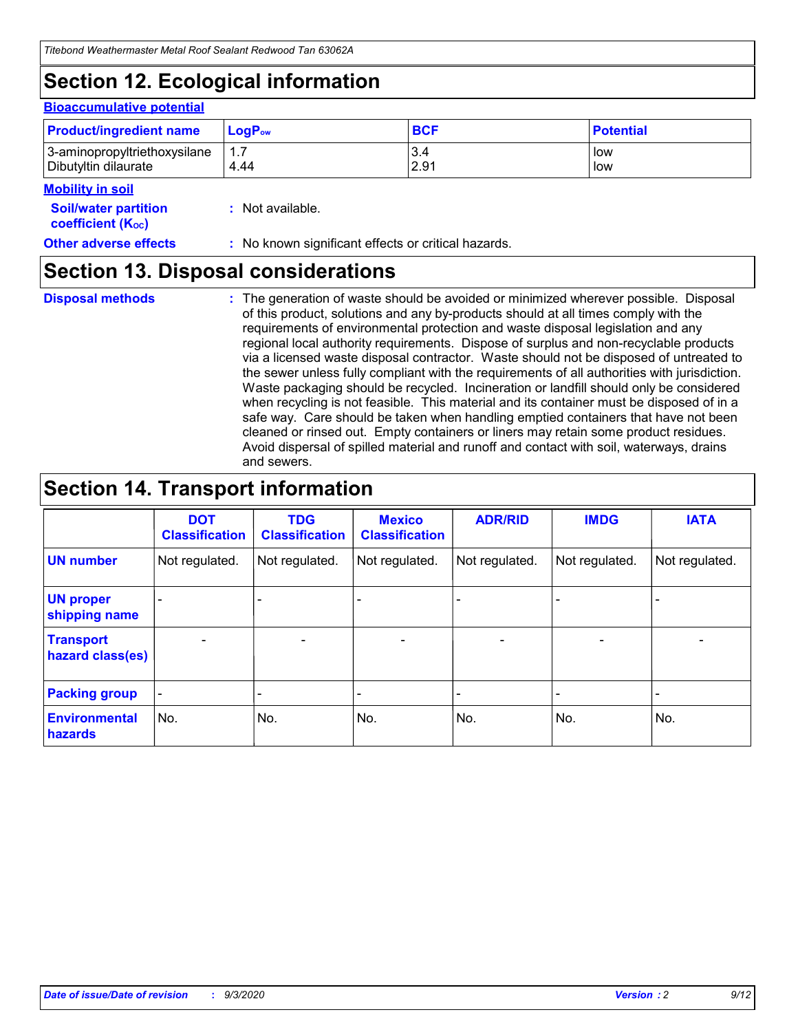## Section 12. Ecological information

**Bioaccumulative potential**

| Product/ingredient name | $LogP_{ow}$ | BCF | Potential |
|---|---|---|---|
| 3-aminopropyltriethoxysilane<br>Dibutyltin dilaurate | 1.7<br>4.44 | 3.4<br>2.91 | low<br>low |

**Mobility in soil**

**Soil/water partition coefficient ($K_{OC}$)** : Not available.

**Other adverse effects** : No known significant effects or critical hazards.

## Section 13. Disposal considerations

**Disposal methods** : The generation of waste should be avoided or minimized wherever possible. Disposal of this product, solutions and any by-products should at all times comply with the requirements of environmental protection and waste disposal legislation and any regional local authority requirements. Dispose of surplus and non-recyclable products via a licensed waste disposal contractor. Waste should not be disposed of untreated to the sewer unless fully compliant with the requirements of all authorities with jurisdiction. Waste packaging should be recycled. Incineration or landfill should only be considered when recycling is not feasible. This material and its container must be disposed of in a safe way. Care should be taken when handling emptied containers that have not been cleaned or rinsed out. Empty containers or liners may retain some product residues. Avoid dispersal of spilled material and runoff and contact with soil, waterways, drains and sewers.

## Section 14. Transport information

| | DOT Classification | TDG Classification | Mexico Classification | ADR/RID | IMDG | IATA |
|---|---|---|---|---|---|---|
| **UN number** | Not regulated. | Not regulated. | Not regulated. | Not regulated. | Not regulated. | Not regulated. |
| **UN proper shipping name** | - | - | - | - | - | - |
| **Transport hazard class(es)** | - | - | - | - | - | - |
| **Packing group** | - | - | - | - | - | - |
| **Environmental hazards** | No. | No. | No. | No. | No. | No. |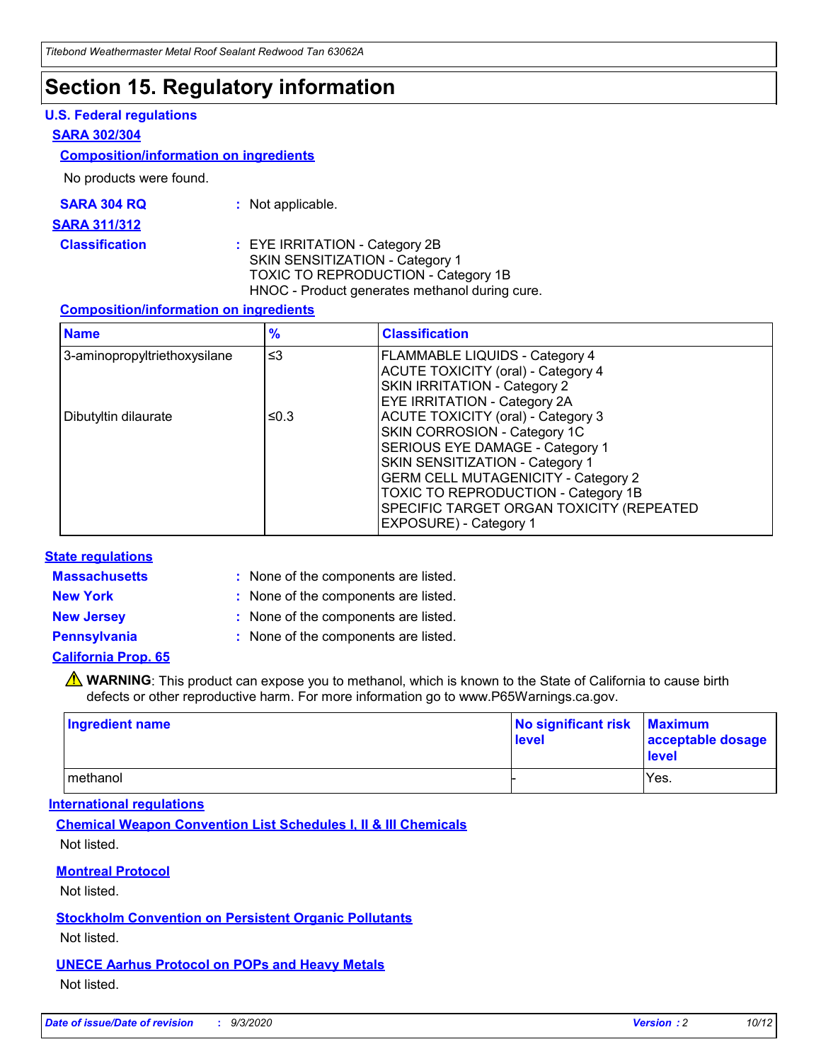# Section 15. Regulatory information

### U.S. Federal regulations

**SARA 302/304**

**Composition/information on ingredients**

No products were found.

**SARA 304 RQ** : Not applicable.

**SARA 311/312**

**Classification** : EYE IRRITATION - Category 2B
SKIN SENSITIZATION - Category 1
TOXIC TO REPRODUCTION - Category 1B
HNOC - Product generates methanol during cure.

**Composition/information on ingredients**

| Name | % | Classification |
| --- | --- | --- |
| 3-aminopropyltriethoxysilane | ≤3 | FLAMMABLE LIQUIDS - Category 4<br>ACUTE TOXICITY (oral) - Category 4<br>SKIN IRRITATION - Category 2<br>EYE IRRITATION - Category 2A |
| Dibutyltin dilaurate | ≤0.3 | ACUTE TOXICITY (oral) - Category 3<br>SKIN CORROSION - Category 1C<br>SERIOUS EYE DAMAGE - Category 1<br>SKIN SENSITIZATION - Category 1<br>GERM CELL MUTAGENICITY - Category 2<br>TOXIC TO REPRODUCTION - Category 1B<br>SPECIFIC TARGET ORGAN TOXICITY (REPEATED EXPOSURE) - Category 1 |

### State regulations

**Massachusetts** : None of the components are listed.

**New York** : None of the components are listed.

**New Jersey** : None of the components are listed.

**Pennsylvania** : None of the components are listed.

**California Prop. 65**

⚠ **WARNING**: This product can expose you to methanol, which is known to the State of California to cause birth defects or other reproductive harm. For more information go to www.P65Warnings.ca.gov.

| Ingredient name | No significant risk level | Maximum acceptable dosage level |
| --- | --- | --- |
| methanol | - | Yes. |

### International regulations

**Chemical Weapon Convention List Schedules I, II & III Chemicals**

Not listed.

**Montreal Protocol**

Not listed.

**Stockholm Convention on Persistent Organic Pollutants**

Not listed.

**UNECE Aarhus Protocol on POPs and Heavy Metals**

Not listed.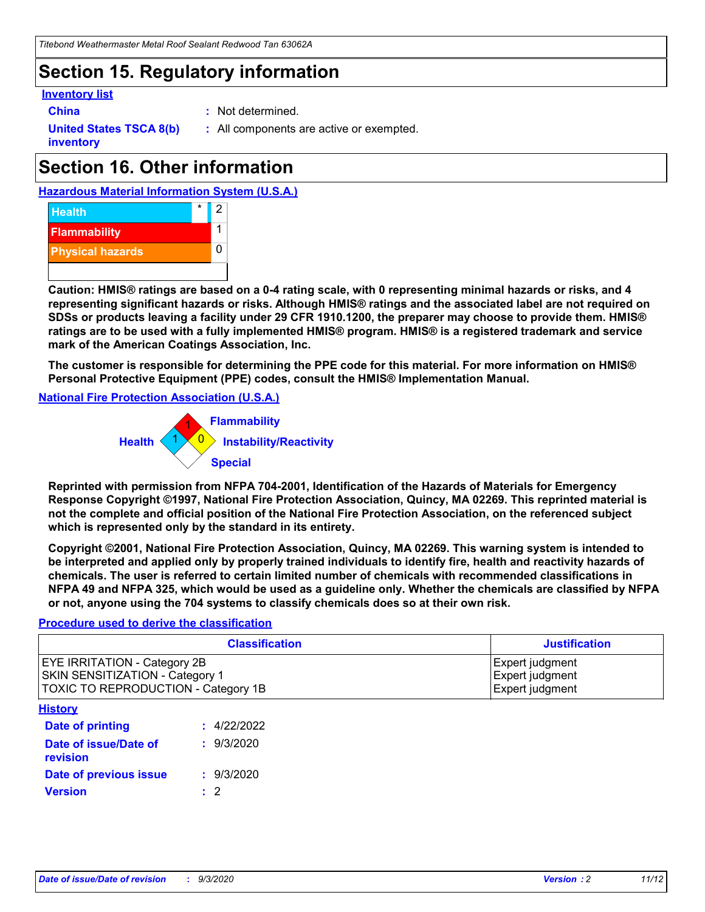## Section 15. Regulatory information

**Inventory list**

**China** : Not determined.

**United States TSCA 8(b) inventory** : All components are active or exempted.

## Section 16. Other information

**Hazardous Material Information System (U.S.A.)**

| | | |
|---|---|---|
| Health | * | 2 |
| Flammability | | 1 |
| Physical hazards | | 0 |

**Caution: HMIS® ratings are based on a 0-4 rating scale, with 0 representing minimal hazards or risks, and 4 representing significant hazards or risks. Although HMIS® ratings and the associated label are not required on SDSs or products leaving a facility under 29 CFR 1910.1200, the preparer may choose to provide them. HMIS® ratings are to be used with a fully implemented HMIS® program. HMIS® is a registered trademark and service mark of the American Coatings Association, Inc.**

**The customer is responsible for determining the PPE code for this material. For more information on HMIS® Personal Protective Equipment (PPE) codes, consult the HMIS® Implementation Manual.**

**National Fire Protection Association (U.S.A.)**

Flammability: 1
Health: 1
Instability/Reactivity: 0
Special:

**Reprinted with permission from NFPA 704-2001, Identification of the Hazards of Materials for Emergency Response Copyright ©1997, National Fire Protection Association, Quincy, MA 02269. This reprinted material is not the complete and official position of the National Fire Protection Association, on the referenced subject which is represented only by the standard in its entirety.**

**Copyright ©2001, National Fire Protection Association, Quincy, MA 02269. This warning system is intended to be interpreted and applied only by properly trained individuals to identify fire, health and reactivity hazards of chemicals. The user is referred to certain limited number of chemicals with recommended classifications in NFPA 49 and NFPA 325, which would be used as a guideline only. Whether the chemicals are classified by NFPA or not, anyone using the 704 systems to classify chemicals does so at their own risk.**

**Procedure used to derive the classification**

| Classification | Justification |
|---|---|
| EYE IRRITATION - Category 2B | Expert judgment |
| SKIN SENSITIZATION - Category 1 | Expert judgment |
| TOXIC TO REPRODUCTION - Category 1B | Expert judgment |

**History**

**Date of printing** : 4/22/2022

**Date of issue/Date of revision** : 9/3/2020

**Date of previous issue** : 9/3/2020

**Version** : 2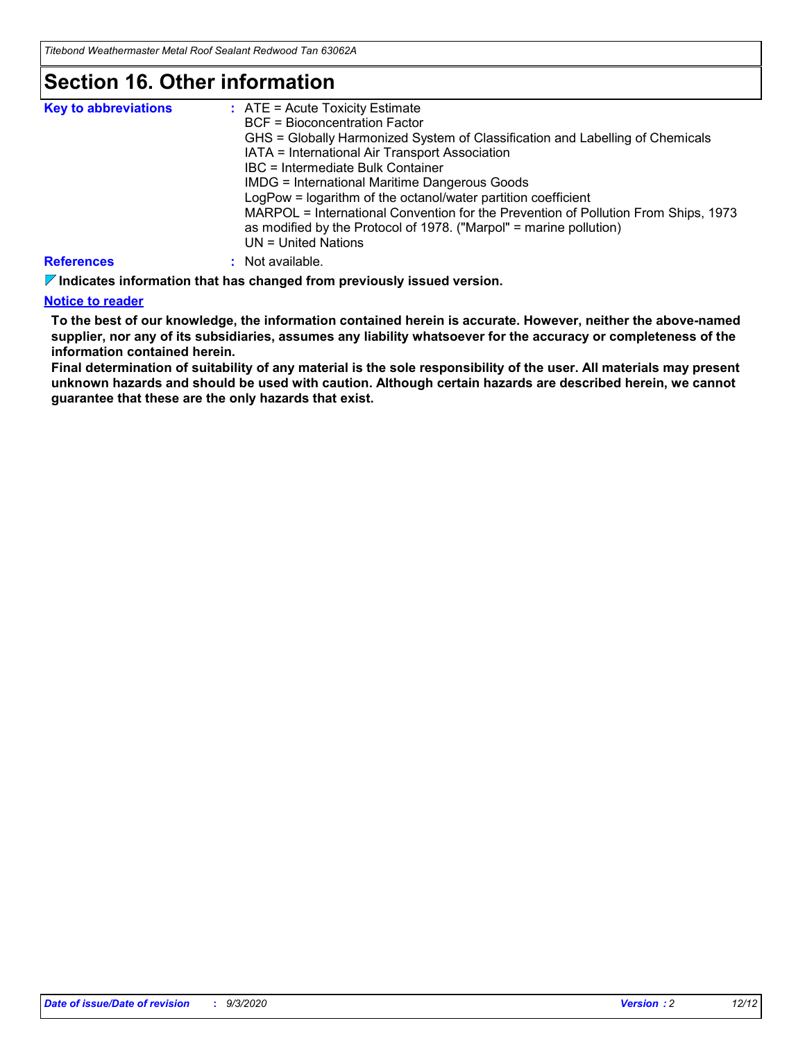# Section 16. Other information

**Key to abbreviations** : ATE = Acute Toxicity Estimate
BCF = Bioconcentration Factor
GHS = Globally Harmonized System of Classification and Labelling of Chemicals
IATA = International Air Transport Association
IBC = Intermediate Bulk Container
IMDG = International Maritime Dangerous Goods
LogPow = logarithm of the octanol/water partition coefficient
MARPOL = International Convention for the Prevention of Pollution From Ships, 1973 as modified by the Protocol of 1978. ("Marpol" = marine pollution)
UN = United Nations

**References** : Not available.

**Indicates information that has changed from previously issued version.**

**Notice to reader**

**To the best of our knowledge, the information contained herein is accurate. However, neither the above-named supplier, nor any of its subsidiaries, assumes any liability whatsoever for the accuracy or completeness of the information contained herein.**

**Final determination of suitability of any material is the sole responsibility of the user. All materials may present unknown hazards and should be used with caution. Although certain hazards are described herein, we cannot guarantee that these are the only hazards that exist.**